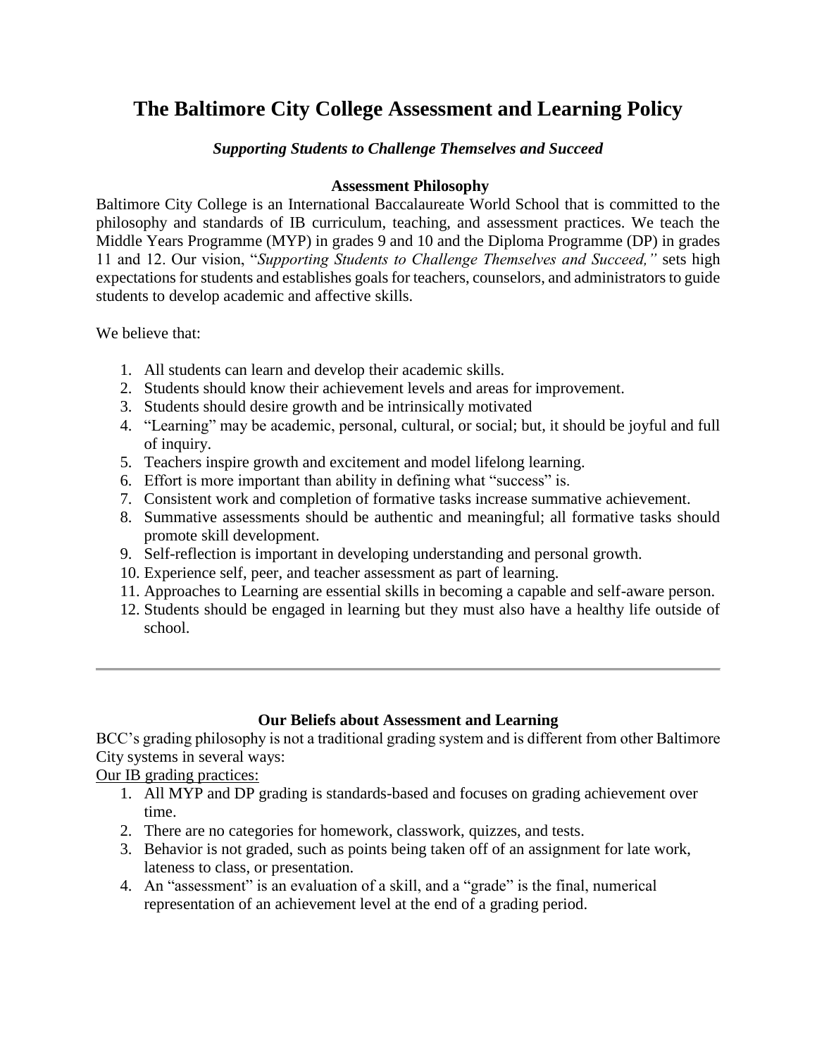# The Baltimore City College Assessment and Learning Policy

***Supporting Students to Challenge Themselves and Succeed***

### Assessment Philosophy

Baltimore City College is an International Baccalaureate World School that is committed to the philosophy and standards of IB curriculum, teaching, and assessment practices. We teach the Middle Years Programme (MYP) in grades 9 and 10 and the Diploma Programme (DP) in grades 11 and 12. Our vision, "*Supporting Students to Challenge Themselves and Succeed,"* sets high expectations for students and establishes goals for teachers, counselors, and administrators to guide students to develop academic and affective skills.

We believe that:

1. All students can learn and develop their academic skills.
2. Students should know their achievement levels and areas for improvement.
3. Students should desire growth and be intrinsically motivated
4. "Learning" may be academic, personal, cultural, or social; but, it should be joyful and full of inquiry.
5. Teachers inspire growth and excitement and model lifelong learning.
6. Effort is more important than ability in defining what "success" is.
7. Consistent work and completion of formative tasks increase summative achievement.
8. Summative assessments should be authentic and meaningful; all formative tasks should promote skill development.
9. Self-reflection is important in developing understanding and personal growth.
10. Experience self, peer, and teacher assessment as part of learning.
11. Approaches to Learning are essential skills in becoming a capable and self-aware person.
12. Students should be engaged in learning but they must also have a healthy life outside of school.

---

### Our Beliefs about Assessment and Learning

BCC's grading philosophy is not a traditional grading system and is different from other Baltimore City systems in several ways:

<u>Our IB grading practices:</u>

1. All MYP and DP grading is standards-based and focuses on grading achievement over time.
2. There are no categories for homework, classwork, quizzes, and tests.
3. Behavior is not graded, such as points being taken off of an assignment for late work, lateness to class, or presentation.
4. An "assessment" is an evaluation of a skill, and a "grade" is the final, numerical representation of an achievement level at the end of a grading period.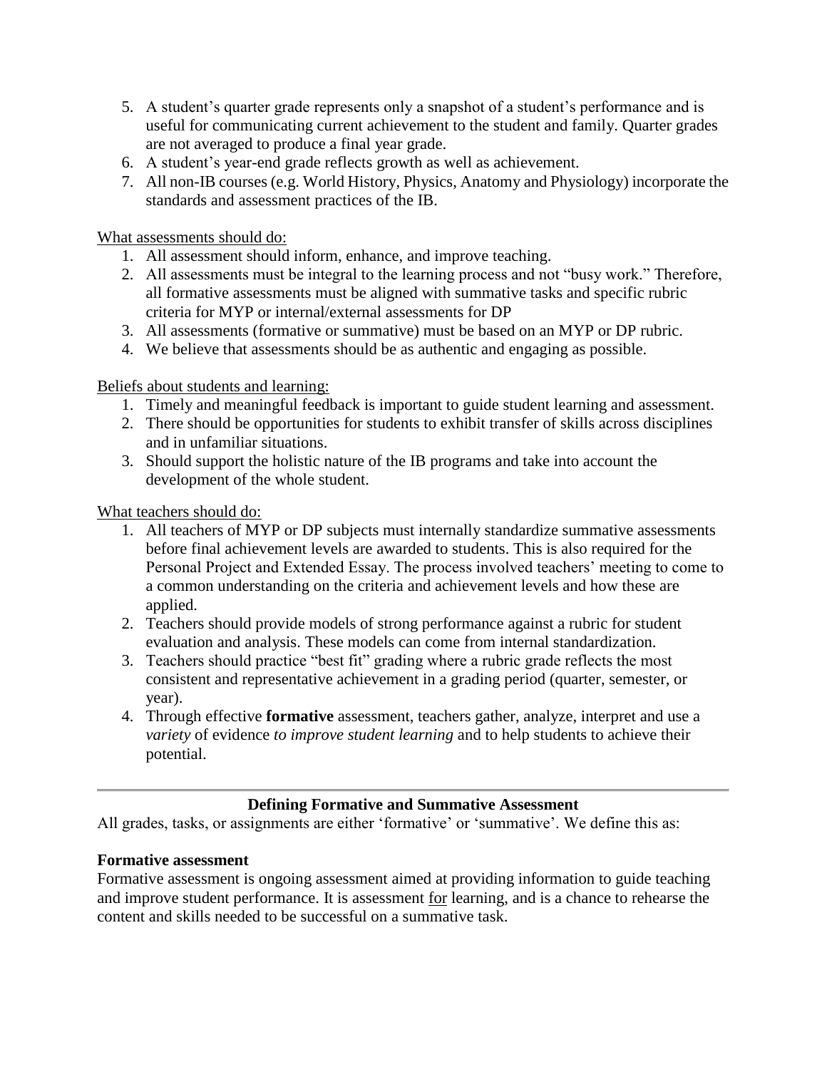5. A student's quarter grade represents only a snapshot of a student's performance and is useful for communicating current achievement to the student and family. Quarter grades are not averaged to produce a final year grade.
6. A student's year-end grade reflects growth as well as achievement.
7. All non-IB courses (e.g. World History, Physics, Anatomy and Physiology) incorporate the standards and assessment practices of the IB.

<u>What assessments should do:</u>

1. All assessment should inform, enhance, and improve teaching.
2. All assessments must be integral to the learning process and not "busy work." Therefore, all formative assessments must be aligned with summative tasks and specific rubric criteria for MYP or internal/external assessments for DP
3. All assessments (formative or summative) must be based on an MYP or DP rubric.
4. We believe that assessments should be as authentic and engaging as possible.

<u>Beliefs about students and learning:</u>

1. Timely and meaningful feedback is important to guide student learning and assessment.
2. There should be opportunities for students to exhibit transfer of skills across disciplines and in unfamiliar situations.
3. Should support the holistic nature of the IB programs and take into account the development of the whole student.

<u>What teachers should do:</u>

1. All teachers of MYP or DP subjects must internally standardize summative assessments before final achievement levels are awarded to students. This is also required for the Personal Project and Extended Essay. The process involved teachers' meeting to come to a common understanding on the criteria and achievement levels and how these are applied.
2. Teachers should provide models of strong performance against a rubric for student evaluation and analysis. These models can come from internal standardization.
3. Teachers should practice "best fit" grading where a rubric grade reflects the most consistent and representative achievement in a grading period (quarter, semester, or year).
4. Through effective **formative** assessment, teachers gather, analyze, interpret and use a *variety* of evidence *to improve student learning* and to help students to achieve their potential.

---

## Defining Formative and Summative Assessment

All grades, tasks, or assignments are either 'formative' or 'summative'. We define this as:

### Formative assessment

Formative assessment is ongoing assessment aimed at providing information to guide teaching and improve student performance. It is assessment <u>for</u> learning, and is a chance to rehearse the content and skills needed to be successful on a summative task.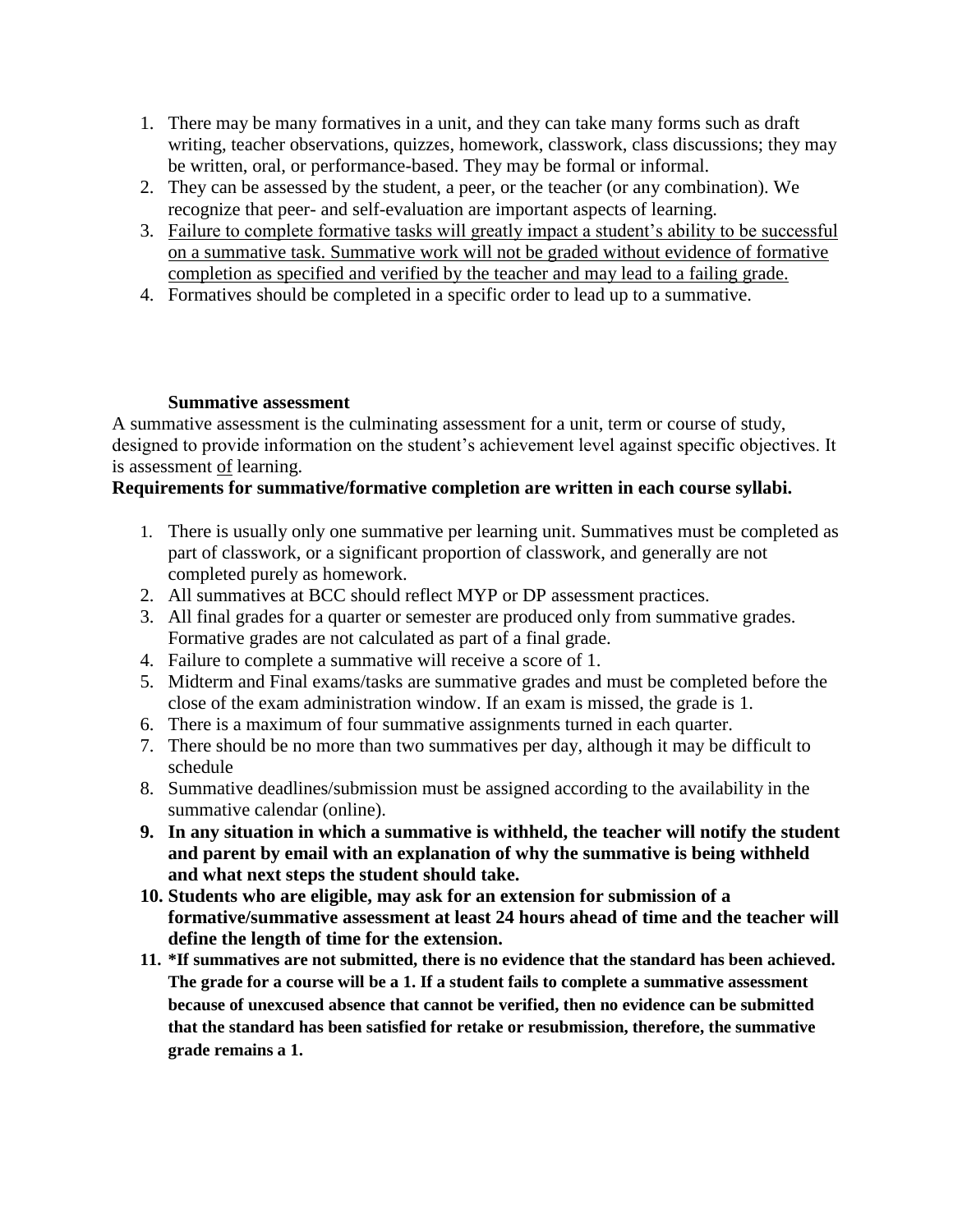1. There may be many formatives in a unit, and they can take many forms such as draft writing, teacher observations, quizzes, homework, classwork, class discussions; they may be written, oral, or performance-based. They may be formal or informal.
2. They can be assessed by the student, a peer, or the teacher (or any combination). We recognize that peer- and self-evaluation are important aspects of learning.
3. <u>Failure to complete formative tasks will greatly impact a student's ability to be successful on a summative task. Summative work will not be graded without evidence of formative completion as specified and verified by the teacher and may lead to a failing grade.</u>
4. Formatives should be completed in a specific order to lead up to a summative.

### Summative assessment

A summative assessment is the culminating assessment for a unit, term or course of study, designed to provide information on the student's achievement level against specific objectives. It is assessment <u>of</u> learning.

**Requirements for summative/formative completion are written in each course syllabi.**

1. There is usually only one summative per learning unit. Summatives must be completed as part of classwork, or a significant proportion of classwork, and generally are not completed purely as homework.
2. All summatives at BCC should reflect MYP or DP assessment practices.
3. All final grades for a quarter or semester are produced only from summative grades. Formative grades are not calculated as part of a final grade.
4. Failure to complete a summative will receive a score of 1.
5. Midterm and Final exams/tasks are summative grades and must be completed before the close of the exam administration window. If an exam is missed, the grade is 1.
6. There is a maximum of four summative assignments turned in each quarter.
7. There should be no more than two summatives per day, although it may be difficult to schedule
8. Summative deadlines/submission must be assigned according to the availability in the summative calendar (online).
9. **In any situation in which a summative is withheld, the teacher will notify the student and parent by email with an explanation of why the summative is being withheld and what next steps the student should take.**
10. **Students who are eligible, may ask for an extension for submission of a formative/summative assessment at least 24 hours ahead of time and the teacher will define the length of time for the extension.**
11. **\*If summatives are not submitted, there is no evidence that the standard has been achieved. The grade for a course will be a 1. If a student fails to complete a summative assessment because of unexcused absence that cannot be verified, then no evidence can be submitted that the standard has been satisfied for retake or resubmission, therefore, the summative grade remains a 1.**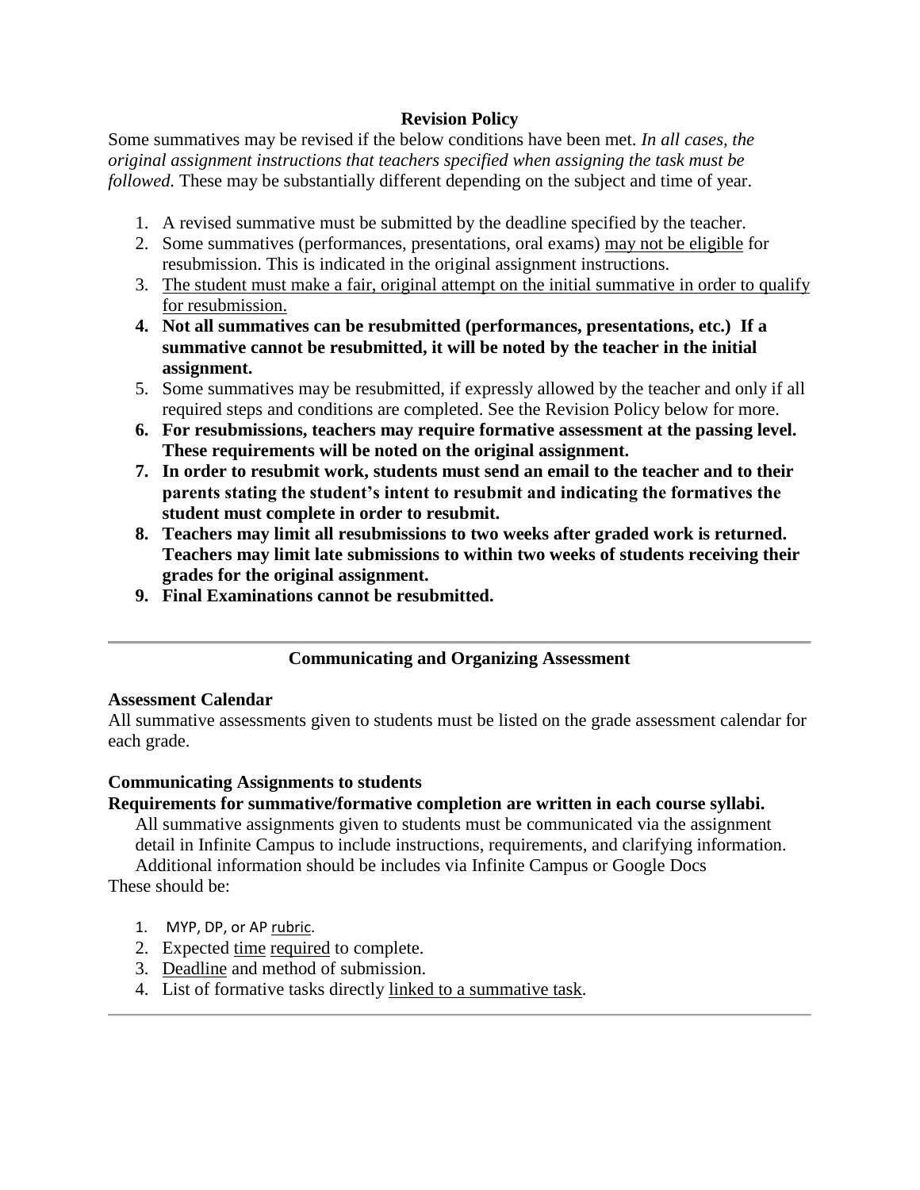## Revision Policy

Some summatives may be revised if the below conditions have been met. *In all cases, the original assignment instructions that teachers specified when assigning the task must be followed.* These may be substantially different depending on the subject and time of year.

1. A revised summative must be submitted by the deadline specified by the teacher.
2. Some summatives (performances, presentations, oral exams) <u>may not be eligible</u> for resubmission. This is indicated in the original assignment instructions.
3. <u>The student must make a fair, original attempt on the initial summative in order to qualify for resubmission.</u>
4. **Not all summatives can be resubmitted (performances, presentations, etc.) If a summative cannot be resubmitted, it will be noted by the teacher in the initial assignment.**
5. Some summatives may be resubmitted, if expressly allowed by the teacher and only if all required steps and conditions are completed. See the Revision Policy below for more.
6. **For resubmissions, teachers may require formative assessment at the passing level. These requirements will be noted on the original assignment.**
7. **In order to resubmit work, students must send an email to the teacher and to their parents stating the student's intent to resubmit and indicating the formatives the student must complete in order to resubmit.**
8. **Teachers may limit all resubmissions to two weeks after graded work is returned. Teachers may limit late submissions to within two weeks of students receiving their grades for the original assignment.**
9. **Final Examinations cannot be resubmitted.**

---

## Communicating and Organizing Assessment

### Assessment Calendar

All summative assessments given to students must be listed on the grade assessment calendar for each grade.

### Communicating Assignments to students

**Requirements for summative/formative completion are written in each course syllabi.**

All summative assignments given to students must be communicated via the assignment detail in Infinite Campus to include instructions, requirements, and clarifying information. Additional information should be includes via Infinite Campus or Google Docs

These should be:

1. MYP, DP, or AP <u>rubric</u>.
2. Expected <u>time</u> <u>required</u> to complete.
3. <u>Deadline</u> and method of submission.
4. List of formative tasks directly <u>linked to a summative task</u>.

---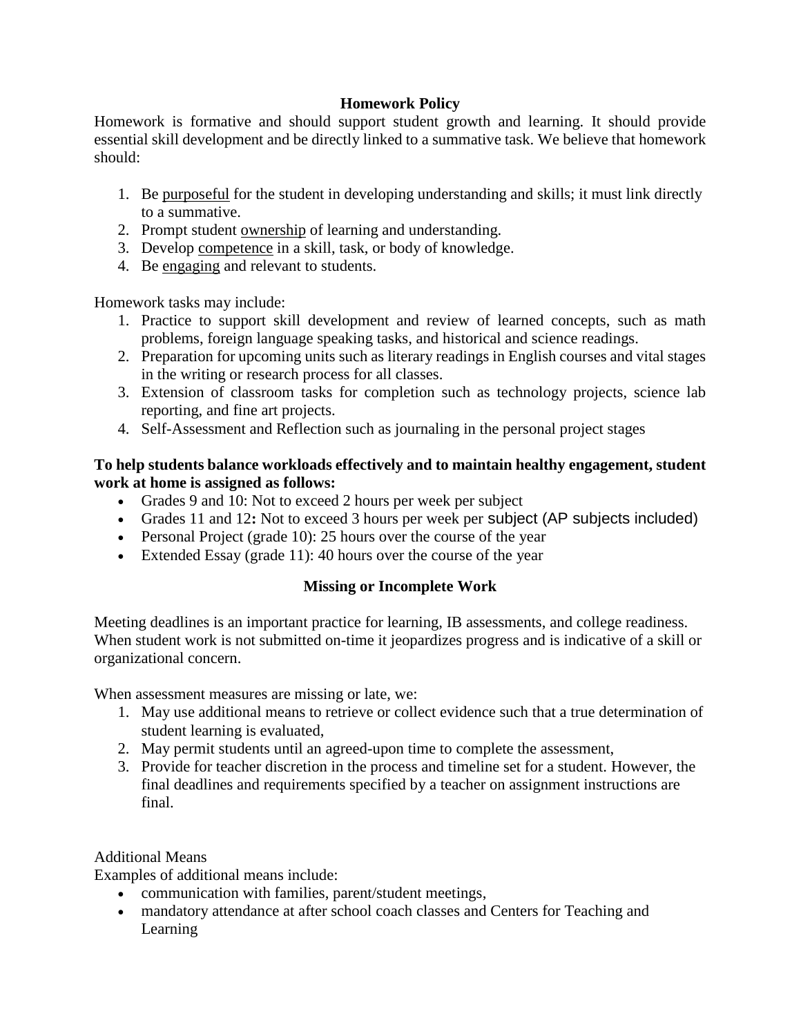## Homework Policy

Homework is formative and should support student growth and learning. It should provide essential skill development and be directly linked to a summative task. We believe that homework should:

1. Be <u>purposeful</u> for the student in developing understanding and skills; it must link directly to a summative.
2. Prompt student <u>ownership</u> of learning and understanding.
3. Develop <u>competence</u> in a skill, task, or body of knowledge.
4. Be <u>engaging</u> and relevant to students.

Homework tasks may include:

1. Practice to support skill development and review of learned concepts, such as math problems, foreign language speaking tasks, and historical and science readings.
2. Preparation for upcoming units such as literary readings in English courses and vital stages in the writing or research process for all classes.
3. Extension of classroom tasks for completion such as technology projects, science lab reporting, and fine art projects.
4. Self-Assessment and Reflection such as journaling in the personal project stages

**To help students balance workloads effectively and to maintain healthy engagement, student work at home is assigned as follows:**

- Grades 9 and 10: Not to exceed 2 hours per week per subject
- Grades 11 and 12**:** Not to exceed 3 hours per week per subject (AP subjects included)
- Personal Project (grade 10): 25 hours over the course of the year
- Extended Essay (grade 11): 40 hours over the course of the year

## Missing or Incomplete Work

Meeting deadlines is an important practice for learning, IB assessments, and college readiness. When student work is not submitted on-time it jeopardizes progress and is indicative of a skill or organizational concern.

When assessment measures are missing or late, we:

1. May use additional means to retrieve or collect evidence such that a true determination of student learning is evaluated,
2. May permit students until an agreed-upon time to complete the assessment,
3. Provide for teacher discretion in the process and timeline set for a student. However, the final deadlines and requirements specified by a teacher on assignment instructions are final.

Additional Means

Examples of additional means include:

- communication with families, parent/student meetings,
- mandatory attendance at after school coach classes and Centers for Teaching and Learning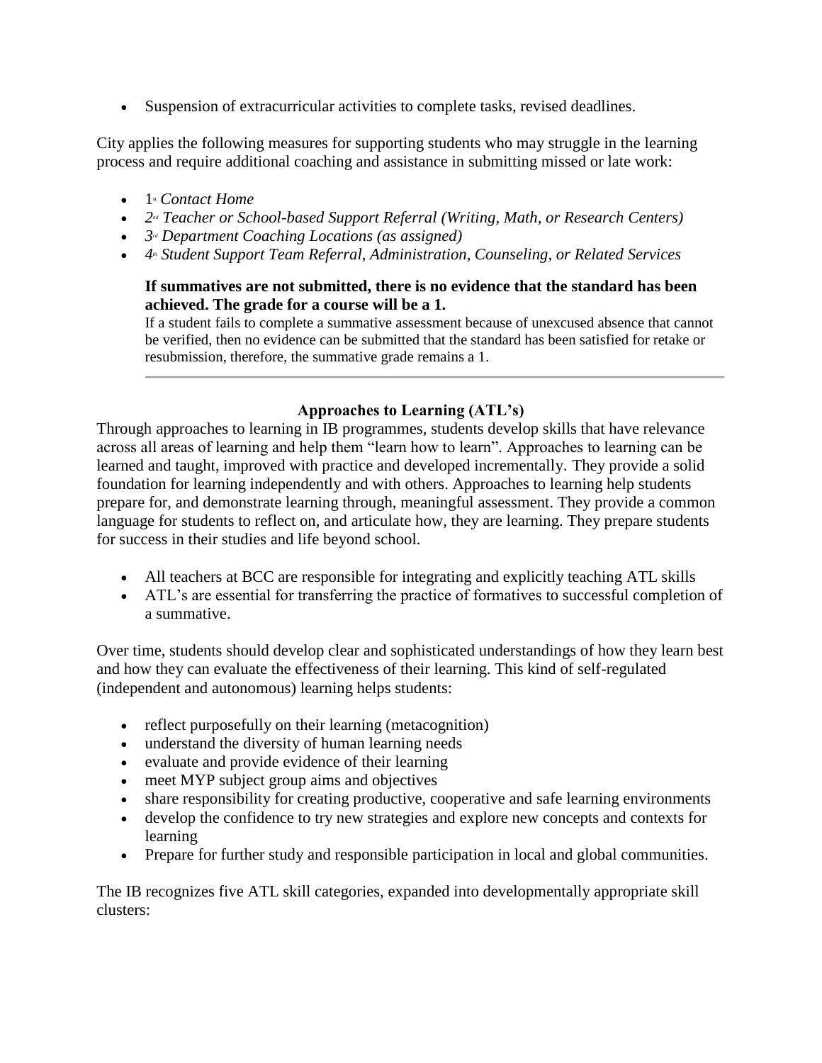- Suspension of extracurricular activities to complete tasks, revised deadlines.

City applies the following measures for supporting students who may struggle in the learning process and require additional coaching and assistance in submitting missed or late work:

- 1st *Contact Home*
- *2nd Teacher or School-based Support Referral (Writing, Math, or Research Centers)*
- *3rd Department Coaching Locations (as assigned)*
- *4th Student Support Team Referral, Administration, Counseling, or Related Services*

**If summatives are not submitted, there is no evidence that the standard has been achieved. The grade for a course will be a 1.**

If a student fails to complete a summative assessment because of unexcused absence that cannot be verified, then no evidence can be submitted that the standard has been satisfied for retake or resubmission, therefore, the summative grade remains a 1.

---

## Approaches to Learning (ATL's)

Through approaches to learning in IB programmes, students develop skills that have relevance across all areas of learning and help them "learn how to learn". Approaches to learning can be learned and taught, improved with practice and developed incrementally. They provide a solid foundation for learning independently and with others. Approaches to learning help students prepare for, and demonstrate learning through, meaningful assessment. They provide a common language for students to reflect on, and articulate how, they are learning. They prepare students for success in their studies and life beyond school.

- All teachers at BCC are responsible for integrating and explicitly teaching ATL skills
- ATL's are essential for transferring the practice of formatives to successful completion of a summative.

Over time, students should develop clear and sophisticated understandings of how they learn best and how they can evaluate the effectiveness of their learning. This kind of self-regulated (independent and autonomous) learning helps students:

- reflect purposefully on their learning (metacognition)
- understand the diversity of human learning needs
- evaluate and provide evidence of their learning
- meet MYP subject group aims and objectives
- share responsibility for creating productive, cooperative and safe learning environments
- develop the confidence to try new strategies and explore new concepts and contexts for learning
- Prepare for further study and responsible participation in local and global communities.

The IB recognizes five ATL skill categories, expanded into developmentally appropriate skill clusters: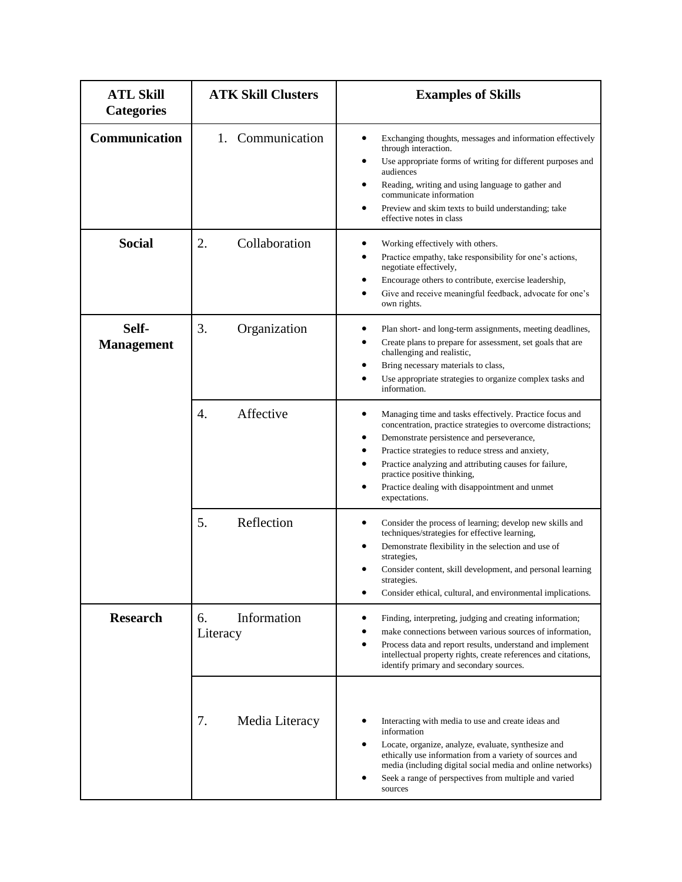| ATL Skill Categories | ATK Skill Clusters | Examples of Skills |
|---|---|---|
| **Communication** | 1. Communication | • Exchanging thoughts, messages and information effectively through interaction.<br>• Use appropriate forms of writing for different purposes and audiences<br>• Reading, writing and using language to gather and communicate information<br>• Preview and skim texts to build understanding; take effective notes in class |
| **Social** | 2. Collaboration | • Working effectively with others.<br>• Practice empathy, take responsibility for one's actions, negotiate effectively,<br>• Encourage others to contribute, exercise leadership,<br>• Give and receive meaningful feedback, advocate for one's own rights. |
| **Self-Management** | 3. Organization | • Plan short- and long-term assignments, meeting deadlines,<br>• Create plans to prepare for assessment, set goals that are challenging and realistic,<br>• Bring necessary materials to class,<br>• Use appropriate strategies to organize complex tasks and information. |
| | 4. Affective | • Managing time and tasks effectively. Practice focus and concentration, practice strategies to overcome distractions;<br>• Demonstrate persistence and perseverance,<br>• Practice strategies to reduce stress and anxiety,<br>• Practice analyzing and attributing causes for failure, practice positive thinking,<br>• Practice dealing with disappointment and unmet expectations. |
| | 5. Reflection | • Consider the process of learning; develop new skills and techniques/strategies for effective learning,<br>• Demonstrate flexibility in the selection and use of strategies,<br>• Consider content, skill development, and personal learning strategies.<br>• Consider ethical, cultural, and environmental implications. |
| **Research** | 6. Information Literacy | • Finding, interpreting, judging and creating information;<br>• make connections between various sources of information,<br>• Process data and report results, understand and implement intellectual property rights, create references and citations, identify primary and secondary sources. |
| | 7. Media Literacy | • Interacting with media to use and create ideas and information<br>• Locate, organize, analyze, evaluate, synthesize and ethically use information from a variety of sources and media (including digital social media and online networks)<br>• Seek a range of perspectives from multiple and varied sources |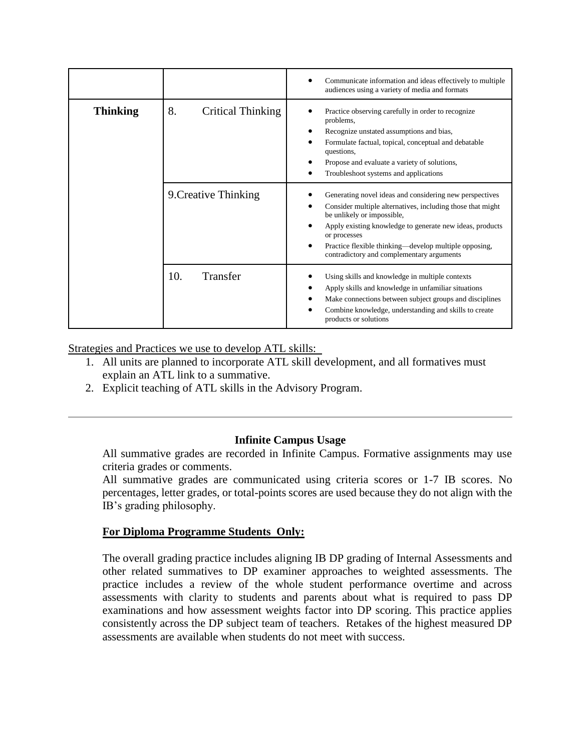| | | |
|---|---|---|
| | | • Communicate information and ideas effectively to multiple audiences using a variety of media and formats |
| **Thinking** | 8. Critical Thinking | • Practice observing carefully in order to recognize problems,<br>• Recognize unstated assumptions and bias,<br>• Formulate factual, topical, conceptual and debatable questions,<br>• Propose and evaluate a variety of solutions,<br>• Troubleshoot systems and applications |
| | 9.Creative Thinking | • Generating novel ideas and considering new perspectives<br>• Consider multiple alternatives, including those that might be unlikely or impossible,<br>• Apply existing knowledge to generate new ideas, products or processes<br>• Practice flexible thinking—develop multiple opposing, contradictory and complementary arguments |
| | 10. Transfer | • Using skills and knowledge in multiple contexts<br>• Apply skills and knowledge in unfamiliar situations<br>• Make connections between subject groups and disciplines<br>• Combine knowledge, understanding and skills to create products or solutions |

Strategies and Practices we use to develop ATL skills:

1. All units are planned to incorporate ATL skill development, and all formatives must explain an ATL link to a summative.
2. Explicit teaching of ATL skills in the Advisory Program.

---

**Infinite Campus Usage**

All summative grades are recorded in Infinite Campus. Formative assignments may use criteria grades or comments.

All summative grades are communicated using criteria scores or 1-7 IB scores. No percentages, letter grades, or total-points scores are used because they do not align with the IB's grading philosophy.

**For Diploma Programme Students Only:**

The overall grading practice includes aligning IB DP grading of Internal Assessments and other related summatives to DP examiner approaches to weighted assessments. The practice includes a review of the whole student performance overtime and across assessments with clarity to students and parents about what is required to pass DP examinations and how assessment weights factor into DP scoring. This practice applies consistently across the DP subject team of teachers. Retakes of the highest measured DP assessments are available when students do not meet with success.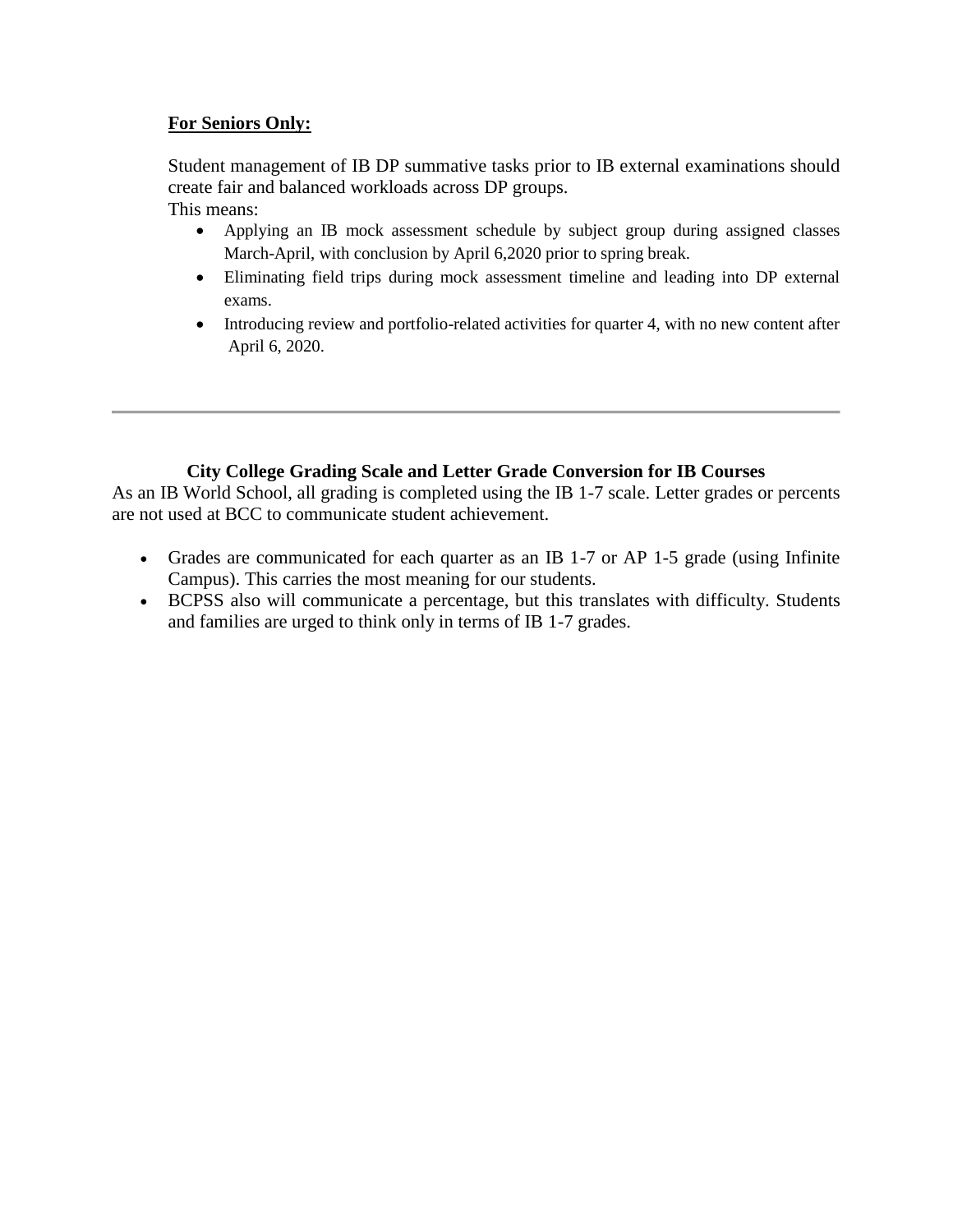**For Seniors Only:**

Student management of IB DP summative tasks prior to IB external examinations should create fair and balanced workloads across DP groups.
This means:

- Applying an IB mock assessment schedule by subject group during assigned classes March-April, with conclusion by April 6,2020 prior to spring break.
- Eliminating field trips during mock assessment timeline and leading into DP external exams.
- Introducing review and portfolio-related activities for quarter 4, with no new content after April 6, 2020.

---

### City College Grading Scale and Letter Grade Conversion for IB Courses

As an IB World School, all grading is completed using the IB 1-7 scale. Letter grades or percents are not used at BCC to communicate student achievement.

- Grades are communicated for each quarter as an IB 1-7 or AP 1-5 grade (using Infinite Campus). This carries the most meaning for our students.
- BCPSS also will communicate a percentage, but this translates with difficulty. Students and families are urged to think only in terms of IB 1-7 grades.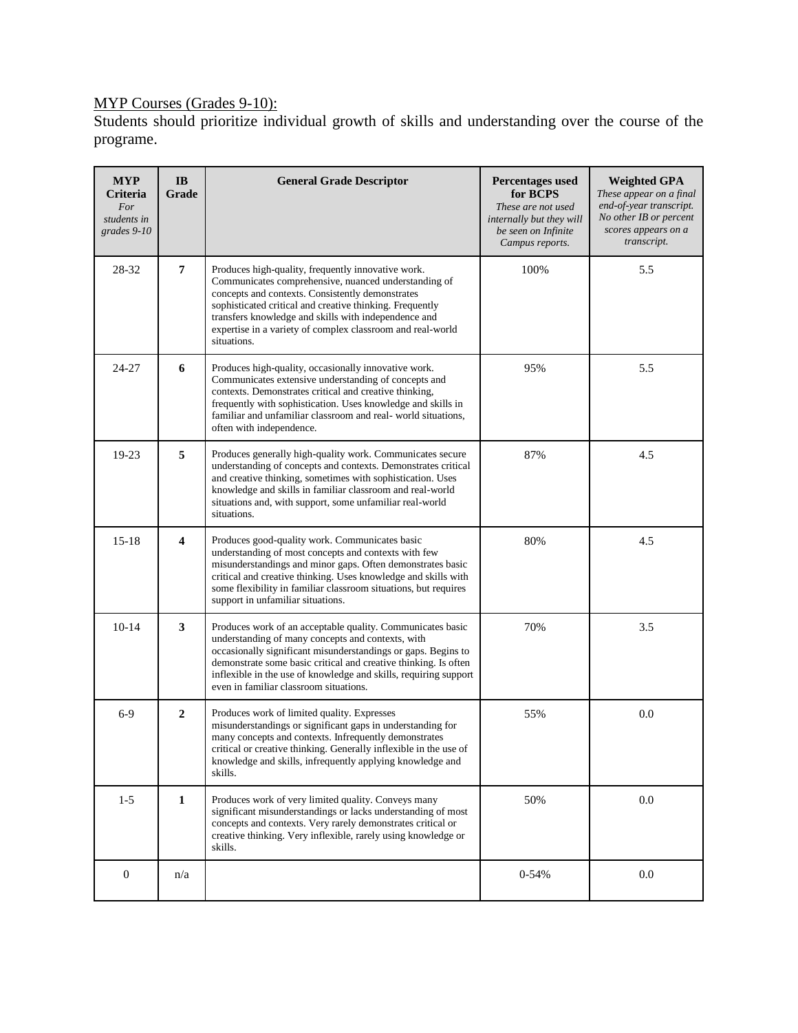MYP Courses (Grades 9-10):

Students should prioritize individual growth of skills and understanding over the course of the programe.

| **MYP Criteria** *For students in grades 9-10* | **IB Grade** | **General Grade Descriptor** | **Percentages used for BCPS** *These are not used internally but they will be seen on Infinite Campus reports.* | **Weighted GPA** *These appear on a final end-of-year transcript. No other IB or percent scores appears on a transcript.* |
|---|---|---|---|---|
| 28-32 | **7** | Produces high-quality, frequently innovative work. Communicates comprehensive, nuanced understanding of concepts and contexts. Consistently demonstrates sophisticated critical and creative thinking. Frequently transfers knowledge and skills with independence and expertise in a variety of complex classroom and real-world situations. | 100% | 5.5 |
| 24-27 | **6** | Produces high-quality, occasionally innovative work. Communicates extensive understanding of concepts and contexts. Demonstrates critical and creative thinking, frequently with sophistication. Uses knowledge and skills in familiar and unfamiliar classroom and real- world situations, often with independence. | 95% | 5.5 |
| 19-23 | **5** | Produces generally high-quality work. Communicates secure understanding of concepts and contexts. Demonstrates critical and creative thinking, sometimes with sophistication. Uses knowledge and skills in familiar classroom and real-world situations and, with support, some unfamiliar real-world situations. | 87% | 4.5 |
| 15-18 | **4** | Produces good-quality work. Communicates basic understanding of most concepts and contexts with few misunderstandings and minor gaps. Often demonstrates basic critical and creative thinking. Uses knowledge and skills with some flexibility in familiar classroom situations, but requires support in unfamiliar situations. | 80% | 4.5 |
| 10-14 | **3** | Produces work of an acceptable quality. Communicates basic understanding of many concepts and contexts, with occasionally significant misunderstandings or gaps. Begins to demonstrate some basic critical and creative thinking. Is often inflexible in the use of knowledge and skills, requiring support even in familiar classroom situations. | 70% | 3.5 |
| 6-9 | **2** | Produces work of limited quality. Expresses misunderstandings or significant gaps in understanding for many concepts and contexts. Infrequently demonstrates critical or creative thinking. Generally inflexible in the use of knowledge and skills, infrequently applying knowledge and skills. | 55% | 0.0 |
| 1-5 | **1** | Produces work of very limited quality. Conveys many significant misunderstandings or lacks understanding of most concepts and contexts. Very rarely demonstrates critical or creative thinking. Very inflexible, rarely using knowledge or skills. | 50% | 0.0 |
| 0 | n/a | | 0-54% | 0.0 |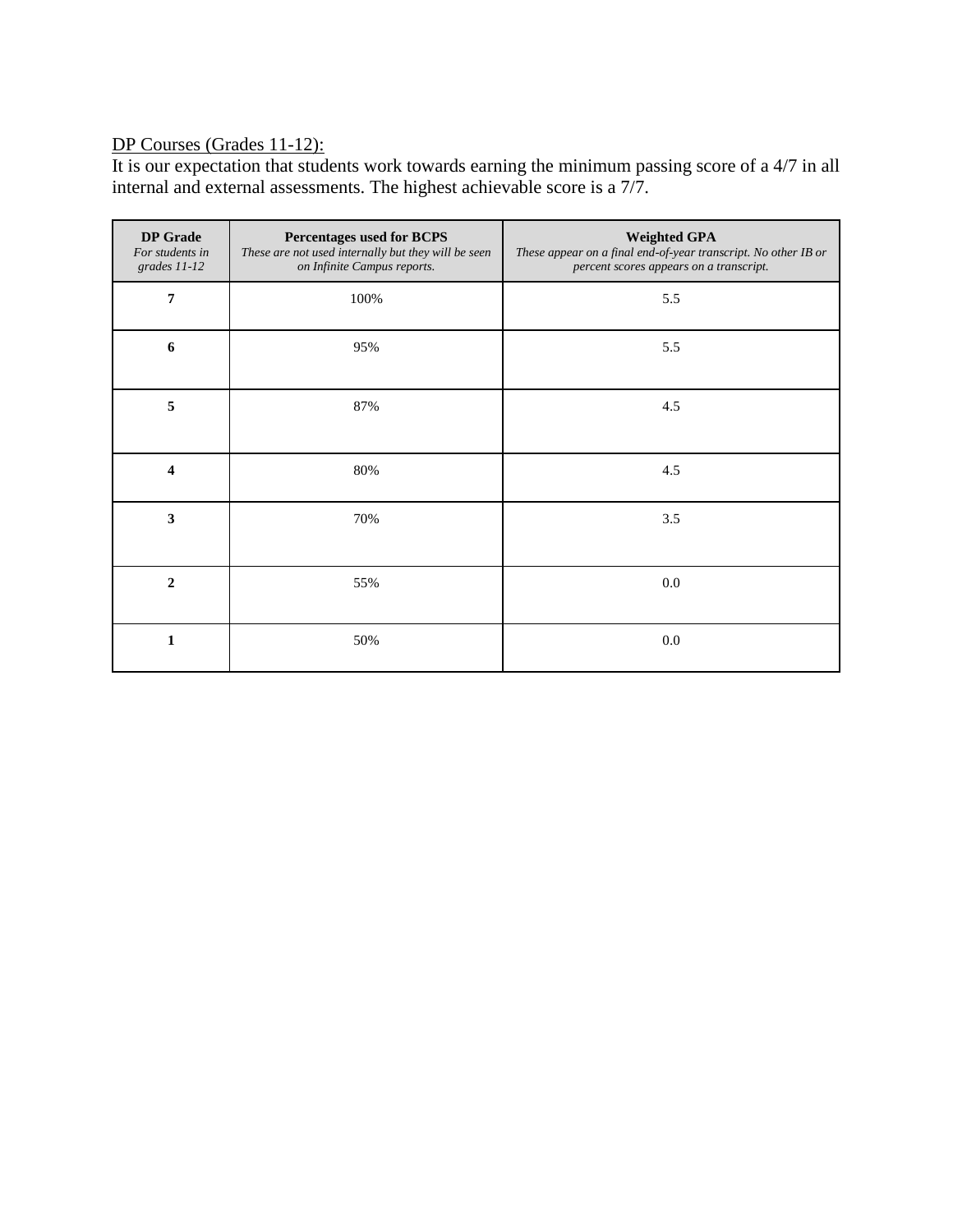DP Courses (Grades 11-12):

It is our expectation that students work towards earning the minimum passing score of a 4/7 in all internal and external assessments. The highest achievable score is a 7/7.

| **DP Grade** *For students in grades 11-12* | **Percentages used for BCPS** *These are not used internally but they will be seen on Infinite Campus reports.* | **Weighted GPA** *These appear on a final end-of-year transcript. No other IB or percent scores appears on a transcript.* |
|---|---|---|
| **7** | 100% | 5.5 |
| **6** | 95% | 5.5 |
| **5** | 87% | 4.5 |
| **4** | 80% | 4.5 |
| **3** | 70% | 3.5 |
| **2** | 55% | 0.0 |
| **1** | 50% | 0.0 |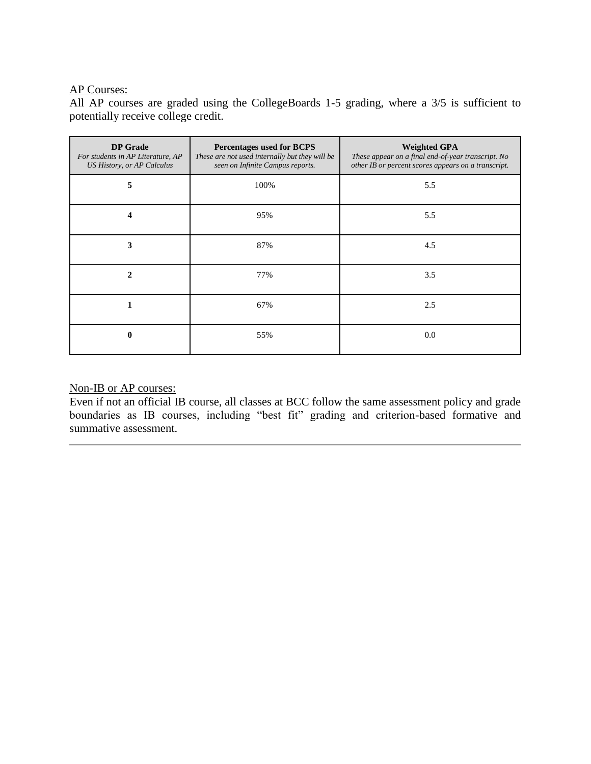AP Courses:

All AP courses are graded using the CollegeBoards 1-5 grading, where a 3/5 is sufficient to potentially receive college credit.

| **DP Grade** *For students in AP Literature, AP US History, or AP Calculus* | **Percentages used for BCPS** *These are not used internally but they will be seen on Infinite Campus reports.* | **Weighted GPA** *These appear on a final end-of-year transcript. No other IB or percent scores appears on a transcript.* |
|---|---|---|
| **5** | 100% | 5.5 |
| **4** | 95% | 5.5 |
| **3** | 87% | 4.5 |
| **2** | 77% | 3.5 |
| **1** | 67% | 2.5 |
| **0** | 55% | 0.0 |

Non-IB or AP courses:

Even if not an official IB course, all classes at BCC follow the same assessment policy and grade boundaries as IB courses, including "best fit" grading and criterion-based formative and summative assessment.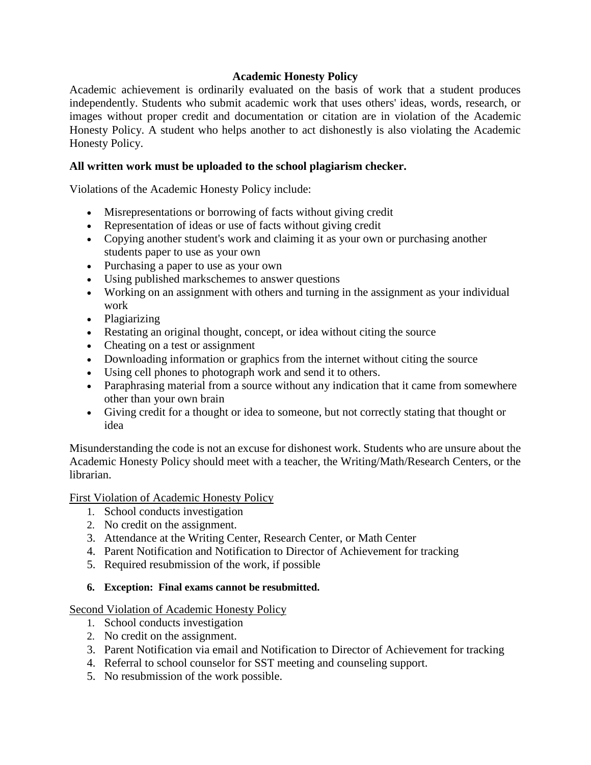## Academic Honesty Policy

Academic achievement is ordinarily evaluated on the basis of work that a student produces independently. Students who submit academic work that uses others' ideas, words, research, or images without proper credit and documentation or citation are in violation of the Academic Honesty Policy. A student who helps another to act dishonestly is also violating the Academic Honesty Policy.

**All written work must be uploaded to the school plagiarism checker.**

Violations of the Academic Honesty Policy include:

- Misrepresentations or borrowing of facts without giving credit
- Representation of ideas or use of facts without giving credit
- Copying another student's work and claiming it as your own or purchasing another students paper to use as your own
- Purchasing a paper to use as your own
- Using published markschemes to answer questions
- Working on an assignment with others and turning in the assignment as your individual work
- Plagiarizing
- Restating an original thought, concept, or idea without citing the source
- Cheating on a test or assignment
- Downloading information or graphics from the internet without citing the source
- Using cell phones to photograph work and send it to others.
- Paraphrasing material from a source without any indication that it came from somewhere other than your own brain
- Giving credit for a thought or idea to someone, but not correctly stating that thought or idea

Misunderstanding the code is not an excuse for dishonest work. Students who are unsure about the Academic Honesty Policy should meet with a teacher, the Writing/Math/Research Centers, or the librarian.

<u>First Violation of Academic Honesty Policy</u>

1. School conducts investigation
2. No credit on the assignment.
3. Attendance at the Writing Center, Research Center, or Math Center
4. Parent Notification and Notification to Director of Achievement for tracking
5. Required resubmission of the work, if possible
6. **Exception: Final exams cannot be resubmitted.**

<u>Second Violation of Academic Honesty Policy</u>

1. School conducts investigation
2. No credit on the assignment.
3. Parent Notification via email and Notification to Director of Achievement for tracking
4. Referral to school counselor for SST meeting and counseling support.
5. No resubmission of the work possible.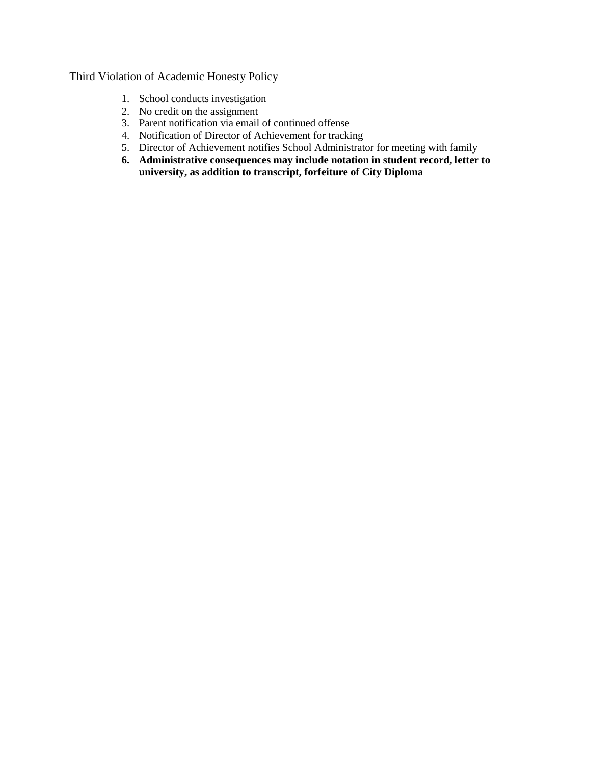Third Violation of Academic Honesty Policy

1. School conducts investigation
2. No credit on the assignment
3. Parent notification via email of continued offense
4. Notification of Director of Achievement for tracking
5. Director of Achievement notifies School Administrator for meeting with family
6. **Administrative consequences may include notation in student record, letter to university, as addition to transcript, forfeiture of City Diploma**